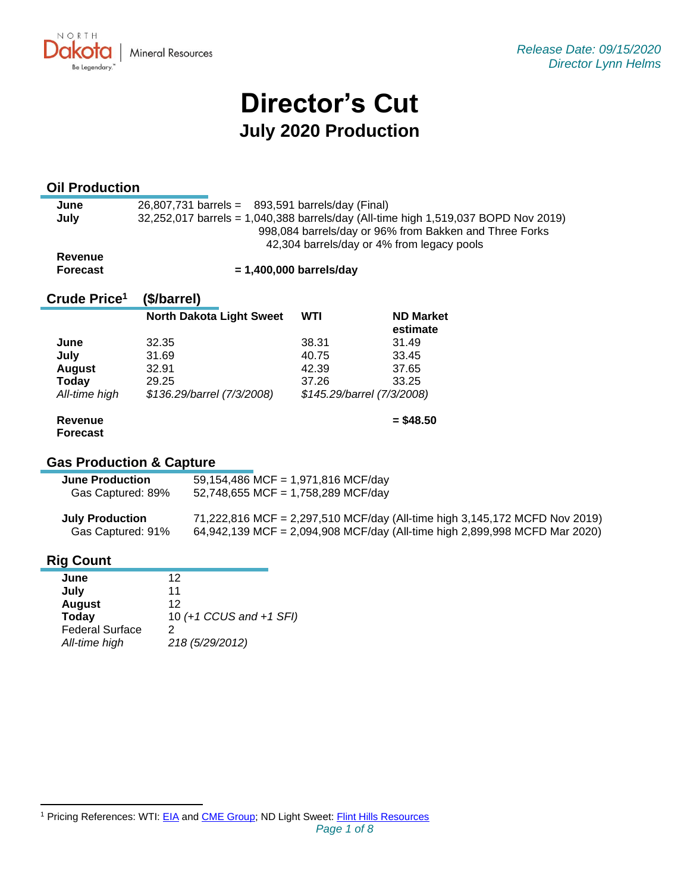North Dakota Mineral Resources

*Release Date: 09/15/2020*
*Director Lynn Helms*

# Director's Cut

## July 2020 Production

### Oil Production

| | |
|---|---|
| **June** | 26,807,731 barrels = 893,591 barrels/day (Final) |
| **July** | 32,252,017 barrels = 1,040,388 barrels/day (All-time high 1,519,037 BOPD Nov 2019) |
| | 998,084 barrels/day or 96% from Bakken and Three Forks |
| | 42,304 barrels/day or 4% from legacy pools |
| **Revenue Forecast** | **= 1,400,000 barrels/day** |

### Crude Price[1] ($/barrel)

| | North Dakota Light Sweet | WTI | ND Market estimate |
|---|---|---|---|
| **June** | 32.35 | 38.31 | 31.49 |
| **July** | 31.69 | 40.75 | 33.45 |
| **August** | 32.91 | 42.39 | 37.65 |
| **Today** | 29.25 | 37.26 | 33.25 |
| *All-time high* | *$136.29/barrel (7/3/2008)* | *$145.29/barrel (7/3/2008)* | |
| **Revenue Forecast** | | | **= $48.50** |

### Gas Production & Capture

| | |
|---|---|
| **June Production** | 59,154,486 MCF = 1,971,816 MCF/day |
| Gas Captured: 89% | 52,748,655 MCF = 1,758,289 MCF/day |
| **July Production** | 71,222,816 MCF = 2,297,510 MCF/day (All-time high 3,145,172 MCFD Nov 2019) |
| Gas Captured: 91% | 64,942,139 MCF = 2,094,908 MCF/day (All-time high 2,899,998 MCFD Mar 2020) |

### Rig Count

| | |
|---|---|
| **June** | 12 |
| **July** | 11 |
| **August** | 12 |
| **Today** | 10 *(+1 CCUS and +1 SFI)* |
| Federal Surface | 2 |
| *All-time high* | *218 (5/29/2012)* |

[1] Pricing References: WTI: EIA and CME Group; ND Light Sweet: Flint Hills Resources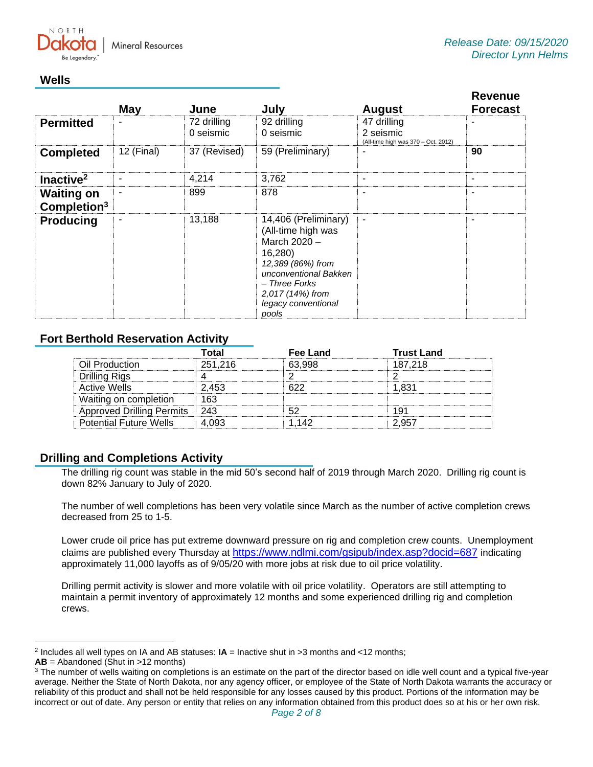Release Date: 09/15/2020
Director Lynn Helms

## Wells

| | May | June | July | August | Revenue Forecast |
|---|---|---|---|---|---|
| **Permitted** | - | 72 drilling<br>0 seismic | 92 drilling<br>0 seismic | 47 drilling<br>2 seismic<br>(All-time high was 370 – Oct. 2012) | - |
| **Completed** | 12 (Final) | 37 (Revised) | 59 (Preliminary) | - | **90** |
| **Inactive[2]** | - | 4,214 | 3,762 | - | - |
| **Waiting on Completion[3]** | - | 899 | 878 | - | - |
| **Producing** | - | 13,188 | 14,406 (Preliminary) (All-time high was March 2020 – 16,280)<br>*12,389 (86%) from unconventional Bakken – Three Forks*<br>*2,017 (14%) from legacy conventional pools* | - | - |

## Fort Berthold Reservation Activity

| | Total | Fee Land | Trust Land |
|---|---|---|---|
| Oil Production | 251,216 | 63,998 | 187,218 |
| Drilling Rigs | 4 | 2 | 2 |
| Active Wells | 2,453 | 622 | 1,831 |
| Waiting on completion | 163 | | |
| Approved Drilling Permits | 243 | 52 | 191 |
| Potential Future Wells | 4,093 | 1,142 | 2,957 |

## Drilling and Completions Activity

The drilling rig count was stable in the mid 50's second half of 2019 through March 2020. Drilling rig count is down 82% January to July of 2020.

The number of well completions has been very volatile since March as the number of active completion crews decreased from 25 to 1-5.

Lower crude oil price has put extreme downward pressure on rig and completion crew counts. Unemployment claims are published every Thursday at https://www.ndlmi.com/gsipub/index.asp?docid=687 indicating approximately 11,000 layoffs as of 9/05/20 with more jobs at risk due to oil price volatility.

Drilling permit activity is slower and more volatile with oil price volatility. Operators are still attempting to maintain a permit inventory of approximately 12 months and some experienced drilling rig and completion crews.

---

[2] Includes all well types on IA and AB statuses: **IA** = Inactive shut in >3 months and <12 months; **AB** = Abandoned (Shut in >12 months)

[3] The number of wells waiting on completions is an estimate on the part of the director based on idle well count and a typical five-year average. Neither the State of North Dakota, nor any agency officer, or employee of the State of North Dakota warrants the accuracy or reliability of this product and shall not be held responsible for any losses caused by this product. Portions of the information may be incorrect or out of date. Any person or entity that relies on any information obtained from this product does so at his or her own risk.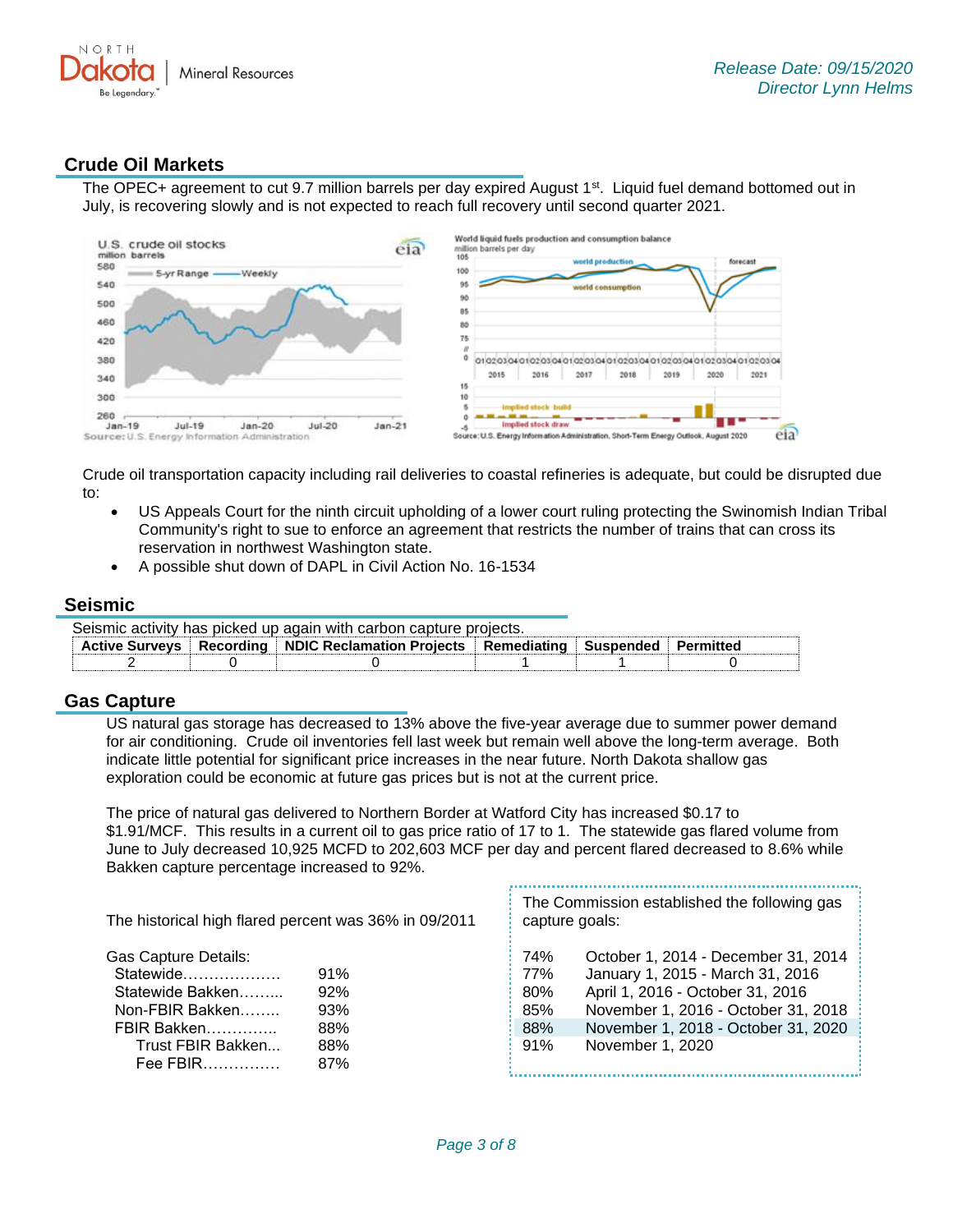## Crude Oil Markets

The OPEC+ agreement to cut 9.7 million barrels per day expired August 1st. Liquid fuel demand bottomed out in July, is recovering slowly and is not expected to reach full recovery until second quarter 2021.

Crude oil transportation capacity including rail deliveries to coastal refineries is adequate, but could be disrupted due to:

- US Appeals Court for the ninth circuit upholding of a lower court ruling protecting the Swinomish Indian Tribal Community's right to sue to enforce an agreement that restricts the number of trains that can cross its reservation in northwest Washington state.
- A possible shut down of DAPL in Civil Action No. 16-1534

## Seismic

Seismic activity has picked up again with carbon capture projects.

| Active Surveys | Recording | NDIC Reclamation Projects | Remediating | Suspended | Permitted |
|---|---|---|---|---|---|
| 2 | 0 | 0 | 1 | 1 | 0 |

## Gas Capture

US natural gas storage has decreased to 13% above the five-year average due to summer power demand for air conditioning. Crude oil inventories fell last week but remain well above the long-term average. Both indicate little potential for significant price increases in the near future. North Dakota shallow gas exploration could be economic at future gas prices but is not at the current price.

The price of natural gas delivered to Northern Border at Watford City has increased $0.17 to $1.91/MCF. This results in a current oil to gas price ratio of 17 to 1. The statewide gas flared volume from June to July decreased 10,925 MCFD to 202,603 MCF per day and percent flared decreased to 8.6% while Bakken capture percentage increased to 92%.

The historical high flared percent was 36% in 09/2011

Gas Capture Details:

| | |
|---|---|
| Statewide | 91% |
| Statewide Bakken | 92% |
| Non-FBIR Bakken | 93% |
| FBIR Bakken | 88% |
| Trust FBIR Bakken | 88% |
| Fee FBIR | 87% |

The Commission established the following gas capture goals:

| | |
|---|---|
| 74% | October 1, 2014 - December 31, 2014 |
| 77% | January 1, 2015 - March 31, 2016 |
| 80% | April 1, 2016 - October 31, 2016 |
| 85% | November 1, 2016 - October 31, 2018 |
| 88% | November 1, 2018 - October 31, 2020 |
| 91% | November 1, 2020 |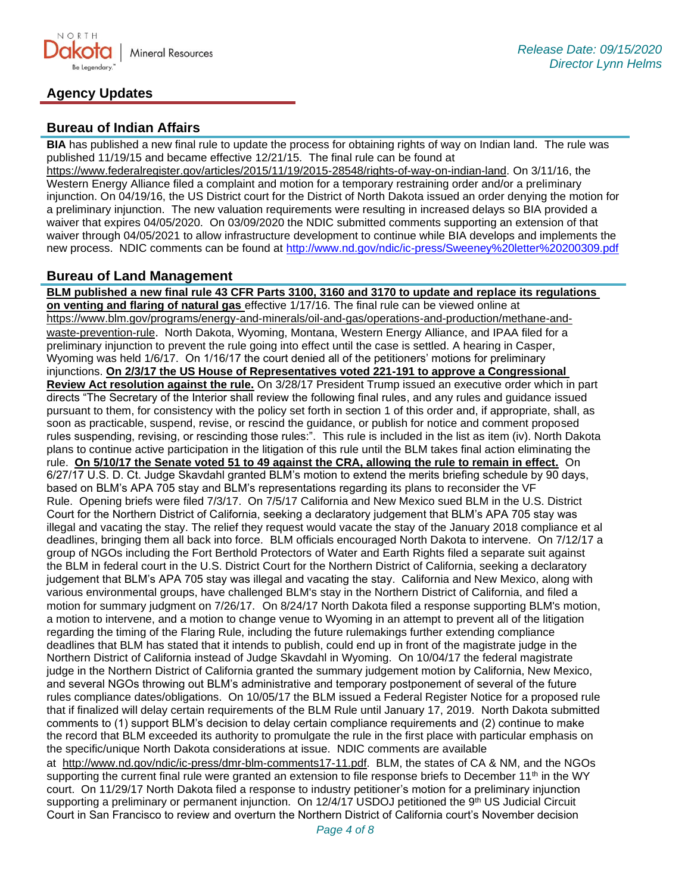## Agency Updates

### Bureau of Indian Affairs

**BIA** has published a new final rule to update the process for obtaining rights of way on Indian land. The rule was published 11/19/15 and became effective 12/21/15. The final rule can be found at https://www.federalregister.gov/articles/2015/11/19/2015-28548/rights-of-way-on-indian-land. On 3/11/16, the Western Energy Alliance filed a complaint and motion for a temporary restraining order and/or a preliminary injunction. On 04/19/16, the US District court for the District of North Dakota issued an order denying the motion for a preliminary injunction. The new valuation requirements were resulting in increased delays so BIA provided a waiver that expires 04/05/2020. On 03/09/2020 the NDIC submitted comments supporting an extension of that waiver through 04/05/2021 to allow infrastructure development to continue while BIA develops and implements the new process. NDIC comments can be found at http://www.nd.gov/ndic/ic-press/Sweeney%20letter%20200309.pdf

### Bureau of Land Management

**BLM published a new final rule 43 CFR Parts 3100, 3160 and 3170 to update and replace its regulations on venting and flaring of natural gas** effective 1/17/16. The final rule can be viewed online at https://www.blm.gov/programs/energy-and-minerals/oil-and-gas/operations-and-production/methane-and-waste-prevention-rule. North Dakota, Wyoming, Montana, Western Energy Alliance, and IPAA filed for a preliminary injunction to prevent the rule going into effect until the case is settled. A hearing in Casper, Wyoming was held 1/6/17. On 1/16/17 the court denied all of the petitioners' motions for preliminary injunctions. **On 2/3/17 the US House of Representatives voted 221-191 to approve a Congressional Review Act resolution against the rule.** On 3/28/17 President Trump issued an executive order which in part directs "The Secretary of the Interior shall review the following final rules, and any rules and guidance issued pursuant to them, for consistency with the policy set forth in section 1 of this order and, if appropriate, shall, as soon as practicable, suspend, revise, or rescind the guidance, or publish for notice and comment proposed rules suspending, revising, or rescinding those rules:". This rule is included in the list as item (iv). North Dakota plans to continue active participation in the litigation of this rule until the BLM takes final action eliminating the rule. **On 5/10/17 the Senate voted 51 to 49 against the CRA, allowing the rule to remain in effect.** On 6/27/17 U.S. D. Ct. Judge Skavdahl granted BLM's motion to extend the merits briefing schedule by 90 days, based on BLM's APA 705 stay and BLM's representations regarding its plans to reconsider the VF Rule. Opening briefs were filed 7/3/17. On 7/5/17 California and New Mexico sued BLM in the U.S. District Court for the Northern District of California, seeking a declaratory judgement that BLM's APA 705 stay was illegal and vacating the stay. The relief they request would vacate the stay of the January 2018 compliance et al deadlines, bringing them all back into force. BLM officials encouraged North Dakota to intervene. On 7/12/17 a group of NGOs including the Fort Berthold Protectors of Water and Earth Rights filed a separate suit against the BLM in federal court in the U.S. District Court for the Northern District of California, seeking a declaratory judgement that BLM's APA 705 stay was illegal and vacating the stay. California and New Mexico, along with various environmental groups, have challenged BLM's stay in the Northern District of California, and filed a motion for summary judgment on 7/26/17. On 8/24/17 North Dakota filed a response supporting BLM's motion, a motion to intervene, and a motion to change venue to Wyoming in an attempt to prevent all of the litigation regarding the timing of the Flaring Rule, including the future rulemakings further extending compliance deadlines that BLM has stated that it intends to publish, could end up in front of the magistrate judge in the Northern District of California instead of Judge Skavdahl in Wyoming. On 10/04/17 the federal magistrate judge in the Northern District of California granted the summary judgement motion by California, New Mexico, and several NGOs throwing out BLM's administrative and temporary postponement of several of the future rules compliance dates/obligations. On 10/05/17 the BLM issued a Federal Register Notice for a proposed rule that if finalized will delay certain requirements of the BLM Rule until January 17, 2019. North Dakota submitted comments to (1) support BLM's decision to delay certain compliance requirements and (2) continue to make the record that BLM exceeded its authority to promulgate the rule in the first place with particular emphasis on the specific/unique North Dakota considerations at issue. NDIC comments are available at http://www.nd.gov/ndic/ic-press/dmr-blm-comments17-11.pdf. BLM, the states of CA & NM, and the NGOs supporting the current final rule were granted an extension to file response briefs to December 11th in the WY court. On 11/29/17 North Dakota filed a response to industry petitioner's motion for a preliminary injunction supporting a preliminary or permanent injunction. On 12/4/17 USDOJ petitioned the 9th US Judicial Circuit Court in San Francisco to review and overturn the Northern District of California court's November decision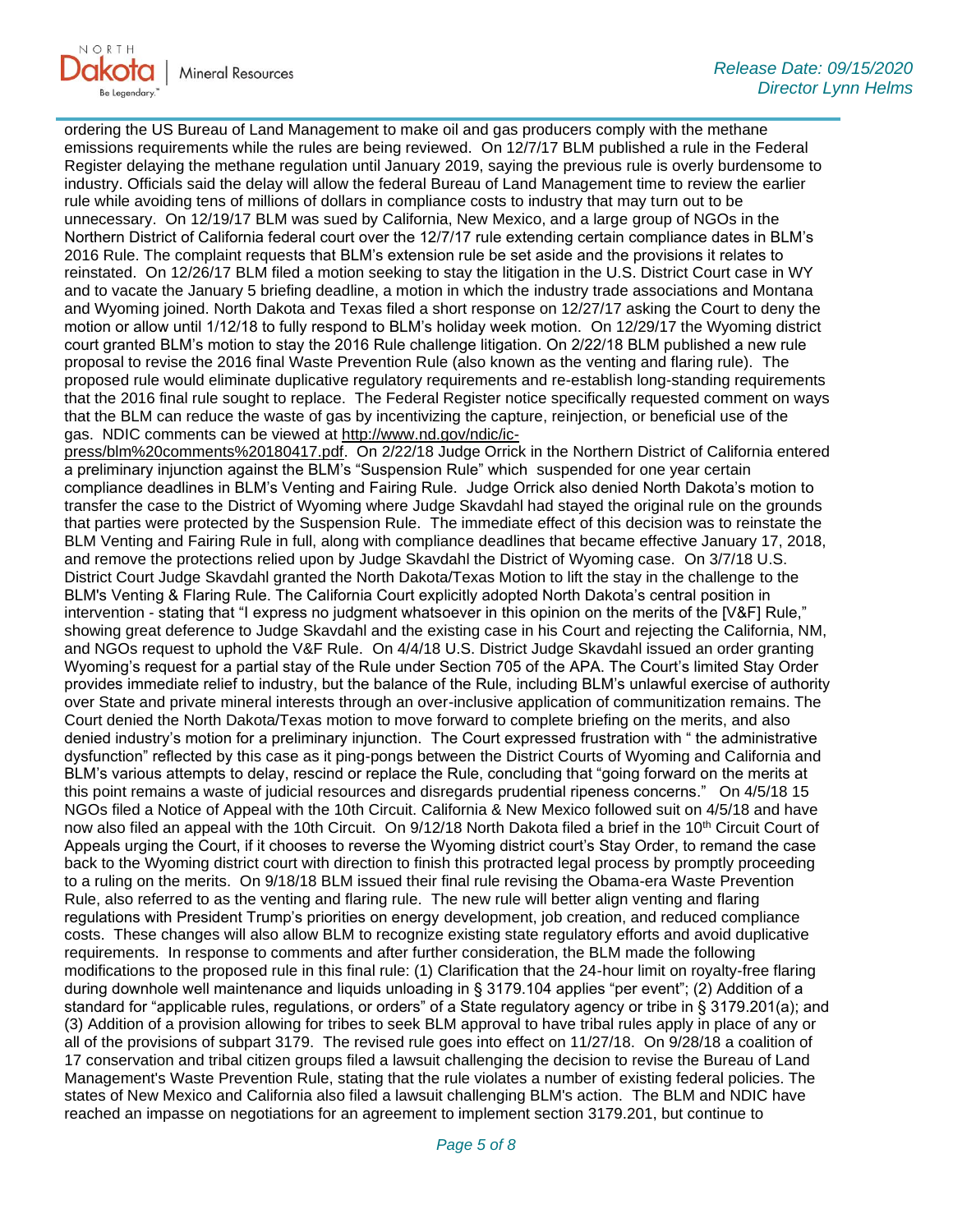ordering the US Bureau of Land Management to make oil and gas producers comply with the methane emissions requirements while the rules are being reviewed. On 12/7/17 BLM published a rule in the Federal Register delaying the methane regulation until January 2019, saying the previous rule is overly burdensome to industry. Officials said the delay will allow the federal Bureau of Land Management time to review the earlier rule while avoiding tens of millions of dollars in compliance costs to industry that may turn out to be unnecessary. On 12/19/17 BLM was sued by California, New Mexico, and a large group of NGOs in the Northern District of California federal court over the 12/7/17 rule extending certain compliance dates in BLM's 2016 Rule. The complaint requests that BLM's extension rule be set aside and the provisions it relates to reinstated. On 12/26/17 BLM filed a motion seeking to stay the litigation in the U.S. District Court case in WY and to vacate the January 5 briefing deadline, a motion in which the industry trade associations and Montana and Wyoming joined. North Dakota and Texas filed a short response on 12/27/17 asking the Court to deny the motion or allow until 1/12/18 to fully respond to BLM's holiday week motion. On 12/29/17 the Wyoming district court granted BLM's motion to stay the 2016 Rule challenge litigation. On 2/22/18 BLM published a new rule proposal to revise the 2016 final Waste Prevention Rule (also known as the venting and flaring rule). The proposed rule would eliminate duplicative regulatory requirements and re-establish long-standing requirements that the 2016 final rule sought to replace. The Federal Register notice specifically requested comment on ways that the BLM can reduce the waste of gas by incentivizing the capture, reinjection, or beneficial use of the gas. NDIC comments can be viewed at http://www.nd.gov/ndic/ic-press/blm%20comments%20180417.pdf. On 2/22/18 Judge Orrick in the Northern District of California entered a preliminary injunction against the BLM's "Suspension Rule" which suspended for one year certain compliance deadlines in BLM's Venting and Fairing Rule. Judge Orrick also denied North Dakota's motion to transfer the case to the District of Wyoming where Judge Skavdahl had stayed the original rule on the grounds that parties were protected by the Suspension Rule. The immediate effect of this decision was to reinstate the BLM Venting and Fairing Rule in full, along with compliance deadlines that became effective January 17, 2018, and remove the protections relied upon by Judge Skavdahl the District of Wyoming case. On 3/7/18 U.S. District Court Judge Skavdahl granted the North Dakota/Texas Motion to lift the stay in the challenge to the BLM's Venting & Flaring Rule. The California Court explicitly adopted North Dakota's central position in intervention - stating that "I express no judgment whatsoever in this opinion on the merits of the [V&F] Rule," showing great deference to Judge Skavdahl and the existing case in his Court and rejecting the California, NM, and NGOs request to uphold the V&F Rule. On 4/4/18 U.S. District Judge Skavdahl issued an order granting Wyoming's request for a partial stay of the Rule under Section 705 of the APA. The Court's limited Stay Order provides immediate relief to industry, but the balance of the Rule, including BLM's unlawful exercise of authority over State and private mineral interests through an over-inclusive application of communitization remains. The Court denied the North Dakota/Texas motion to move forward to complete briefing on the merits, and also denied industry's motion for a preliminary injunction. The Court expressed frustration with " the administrative dysfunction" reflected by this case as it ping-pongs between the District Courts of Wyoming and California and BLM's various attempts to delay, rescind or replace the Rule, concluding that "going forward on the merits at this point remains a waste of judicial resources and disregards prudential ripeness concerns." On 4/5/18 15 NGOs filed a Notice of Appeal with the 10th Circuit. California & New Mexico followed suit on 4/5/18 and have now also filed an appeal with the 10th Circuit. On 9/12/18 North Dakota filed a brief in the 10th Circuit Court of Appeals urging the Court, if it chooses to reverse the Wyoming district court's Stay Order, to remand the case back to the Wyoming district court with direction to finish this protracted legal process by promptly proceeding to a ruling on the merits. On 9/18/18 BLM issued their final rule revising the Obama-era Waste Prevention Rule, also referred to as the venting and flaring rule. The new rule will better align venting and flaring regulations with President Trump's priorities on energy development, job creation, and reduced compliance costs. These changes will also allow BLM to recognize existing state regulatory efforts and avoid duplicative requirements. In response to comments and after further consideration, the BLM made the following modifications to the proposed rule in this final rule: (1) Clarification that the 24-hour limit on royalty-free flaring during downhole well maintenance and liquids unloading in § 3179.104 applies "per event"; (2) Addition of a standard for "applicable rules, regulations, or orders" of a State regulatory agency or tribe in § 3179.201(a); and (3) Addition of a provision allowing for tribes to seek BLM approval to have tribal rules apply in place of any or all of the provisions of subpart 3179. The revised rule goes into effect on 11/27/18. On 9/28/18 a coalition of 17 conservation and tribal citizen groups filed a lawsuit challenging the decision to revise the Bureau of Land Management's Waste Prevention Rule, stating that the rule violates a number of existing federal policies. The states of New Mexico and California also filed a lawsuit challenging BLM's action. The BLM and NDIC have reached an impasse on negotiations for an agreement to implement section 3179.201, but continue to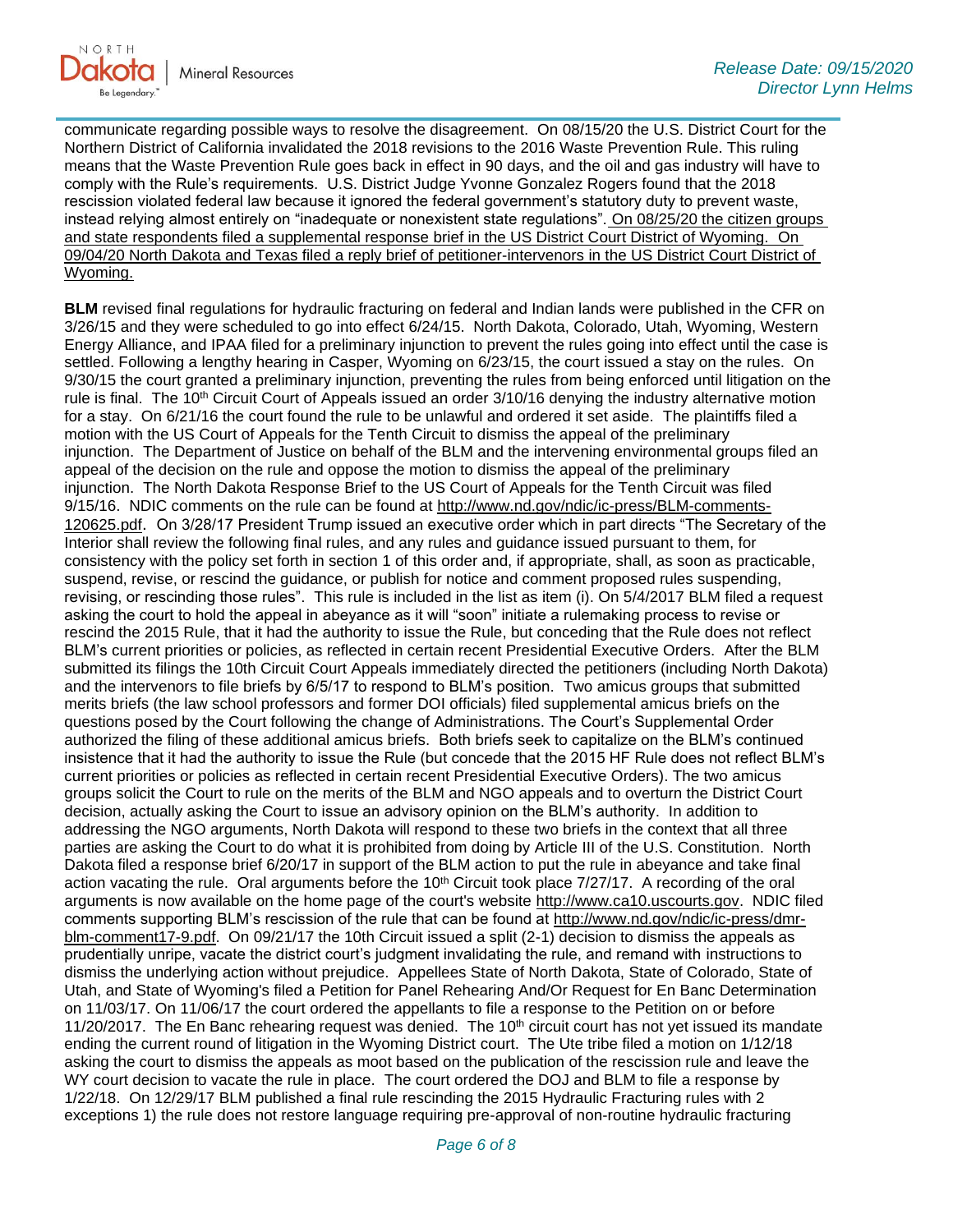communicate regarding possible ways to resolve the disagreement. On 08/15/20 the U.S. District Court for the Northern District of California invalidated the 2018 revisions to the 2016 Waste Prevention Rule. This ruling means that the Waste Prevention Rule goes back in effect in 90 days, and the oil and gas industry will have to comply with the Rule's requirements. U.S. District Judge Yvonne Gonzalez Rogers found that the 2018 rescission violated federal law because it ignored the federal government's statutory duty to prevent waste, instead relying almost entirely on "inadequate or nonexistent state regulations". On 08/25/20 the citizen groups and state respondents filed a supplemental response brief in the US District Court District of Wyoming. On 09/04/20 North Dakota and Texas filed a reply brief of petitioner-intervenors in the US District Court District of Wyoming.

**BLM** revised final regulations for hydraulic fracturing on federal and Indian lands were published in the CFR on 3/26/15 and they were scheduled to go into effect 6/24/15. North Dakota, Colorado, Utah, Wyoming, Western Energy Alliance, and IPAA filed for a preliminary injunction to prevent the rules going into effect until the case is settled. Following a lengthy hearing in Casper, Wyoming on 6/23/15, the court issued a stay on the rules. On 9/30/15 the court granted a preliminary injunction, preventing the rules from being enforced until litigation on the rule is final. The 10th Circuit Court of Appeals issued an order 3/10/16 denying the industry alternative motion for a stay. On 6/21/16 the court found the rule to be unlawful and ordered it set aside. The plaintiffs filed a motion with the US Court of Appeals for the Tenth Circuit to dismiss the appeal of the preliminary injunction. The Department of Justice on behalf of the BLM and the intervening environmental groups filed an appeal of the decision on the rule and oppose the motion to dismiss the appeal of the preliminary injunction. The North Dakota Response Brief to the US Court of Appeals for the Tenth Circuit was filed 9/15/16. NDIC comments on the rule can be found at http://www.nd.gov/ndic/ic-press/BLM-comments-120625.pdf. On 3/28/17 President Trump issued an executive order which in part directs "The Secretary of the Interior shall review the following final rules, and any rules and guidance issued pursuant to them, for consistency with the policy set forth in section 1 of this order and, if appropriate, shall, as soon as practicable, suspend, revise, or rescind the guidance, or publish for notice and comment proposed rules suspending, revising, or rescinding those rules". This rule is included in the list as item (i). On 5/4/2017 BLM filed a request asking the court to hold the appeal in abeyance as it will "soon" initiate a rulemaking process to revise or rescind the 2015 Rule, that it had the authority to issue the Rule, but conceding that the Rule does not reflect BLM's current priorities or policies, as reflected in certain recent Presidential Executive Orders. After the BLM submitted its filings the 10th Circuit Court Appeals immediately directed the petitioners (including North Dakota) and the intervenors to file briefs by 6/5/17 to respond to BLM's position. Two amicus groups that submitted merits briefs (the law school professors and former DOI officials) filed supplemental amicus briefs on the questions posed by the Court following the change of Administrations. The Court's Supplemental Order authorized the filing of these additional amicus briefs. Both briefs seek to capitalize on the BLM's continued insistence that it had the authority to issue the Rule (but concede that the 2015 HF Rule does not reflect BLM's current priorities or policies as reflected in certain recent Presidential Executive Orders). The two amicus groups solicit the Court to rule on the merits of the BLM and NGO appeals and to overturn the District Court decision, actually asking the Court to issue an advisory opinion on the BLM's authority. In addition to addressing the NGO arguments, North Dakota will respond to these two briefs in the context that all three parties are asking the Court to do what it is prohibited from doing by Article III of the U.S. Constitution. North Dakota filed a response brief 6/20/17 in support of the BLM action to put the rule in abeyance and take final action vacating the rule. Oral arguments before the 10th Circuit took place 7/27/17. A recording of the oral arguments is now available on the home page of the court's website http://www.ca10.uscourts.gov. NDIC filed comments supporting BLM's rescission of the rule that can be found at http://www.nd.gov/ndic/ic-press/dmr-blm-comment17-9.pdf. On 09/21/17 the 10th Circuit issued a split (2-1) decision to dismiss the appeals as prudentially unripe, vacate the district court's judgment invalidating the rule, and remand with instructions to dismiss the underlying action without prejudice. Appellees State of North Dakota, State of Colorado, State of Utah, and State of Wyoming's filed a Petition for Panel Rehearing And/Or Request for En Banc Determination on 11/03/17. On 11/06/17 the court ordered the appellants to file a response to the Petition on or before 11/20/2017. The En Banc rehearing request was denied. The 10th circuit court has not yet issued its mandate ending the current round of litigation in the Wyoming District court. The Ute tribe filed a motion on 1/12/18 asking the court to dismiss the appeals as moot based on the publication of the rescission rule and leave the WY court decision to vacate the rule in place. The court ordered the DOJ and BLM to file a response by 1/22/18. On 12/29/17 BLM published a final rule rescinding the 2015 Hydraulic Fracturing rules with 2 exceptions 1) the rule does not restore language requiring pre-approval of non-routine hydraulic fracturing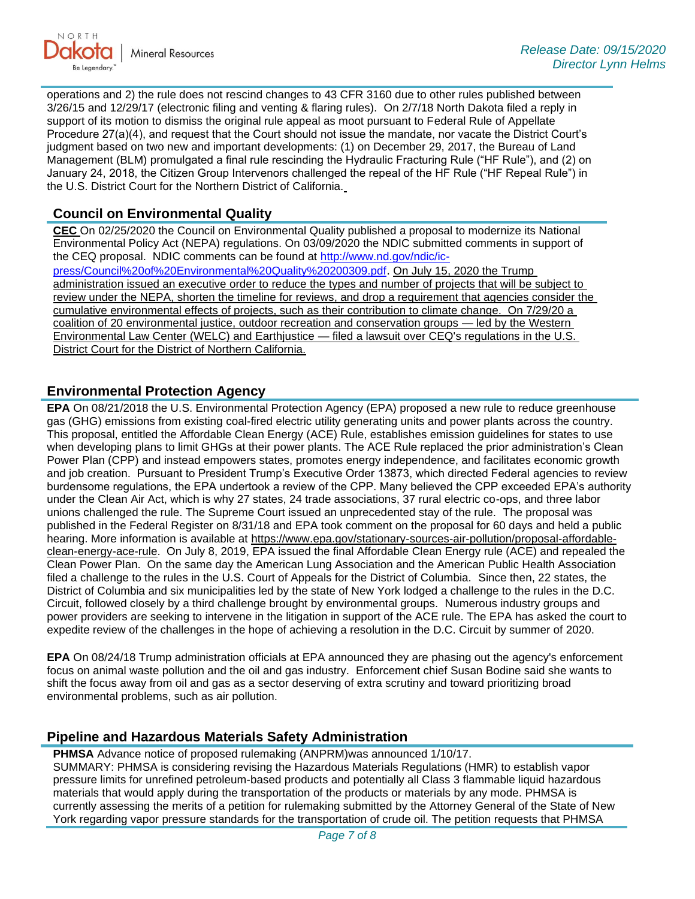operations and 2) the rule does not rescind changes to 43 CFR 3160 due to other rules published between 3/26/15 and 12/29/17 (electronic filing and venting & flaring rules). On 2/7/18 North Dakota filed a reply in support of its motion to dismiss the original rule appeal as moot pursuant to Federal Rule of Appellate Procedure 27(a)(4), and request that the Court should not issue the mandate, nor vacate the District Court's judgment based on two new and important developments: (1) on December 29, 2017, the Bureau of Land Management (BLM) promulgated a final rule rescinding the Hydraulic Fracturing Rule ("HF Rule"), and (2) on January 24, 2018, the Citizen Group Intervenors challenged the repeal of the HF Rule ("HF Repeal Rule") in the U.S. District Court for the Northern District of California.

## Council on Environmental Quality

**CEC** On 02/25/2020 the Council on Environmental Quality published a proposal to modernize its National Environmental Policy Act (NEPA) regulations. On 03/09/2020 the NDIC submitted comments in support of the CEQ proposal. NDIC comments can be found at http://www.nd.gov/ndic/ic-press/Council%20of%20Environmental%20Quality%20200309.pdf. On July 15, 2020 the Trump administration issued an executive order to reduce the types and number of projects that will be subject to review under the NEPA, shorten the timeline for reviews, and drop a requirement that agencies consider the cumulative environmental effects of projects, such as their contribution to climate change. On 7/29/20 a coalition of 20 environmental justice, outdoor recreation and conservation groups — led by the Western Environmental Law Center (WELC) and Earthjustice — filed a lawsuit over CEQ's regulations in the U.S. District Court for the District of Northern California.

## Environmental Protection Agency

**EPA** On 08/21/2018 the U.S. Environmental Protection Agency (EPA) proposed a new rule to reduce greenhouse gas (GHG) emissions from existing coal-fired electric utility generating units and power plants across the country. This proposal, entitled the Affordable Clean Energy (ACE) Rule, establishes emission guidelines for states to use when developing plans to limit GHGs at their power plants. The ACE Rule replaced the prior administration's Clean Power Plan (CPP) and instead empowers states, promotes energy independence, and facilitates economic growth and job creation. Pursuant to President Trump's Executive Order 13873, which directed Federal agencies to review burdensome regulations, the EPA undertook a review of the CPP. Many believed the CPP exceeded EPA's authority under the Clean Air Act, which is why 27 states, 24 trade associations, 37 rural electric co-ops, and three labor unions challenged the rule. The Supreme Court issued an unprecedented stay of the rule. The proposal was published in the Federal Register on 8/31/18 and EPA took comment on the proposal for 60 days and held a public hearing. More information is available at https://www.epa.gov/stationary-sources-air-pollution/proposal-affordable-clean-energy-ace-rule. On July 8, 2019, EPA issued the final Affordable Clean Energy rule (ACE) and repealed the Clean Power Plan. On the same day the American Lung Association and the American Public Health Association filed a challenge to the rules in the U.S. Court of Appeals for the District of Columbia. Since then, 22 states, the District of Columbia and six municipalities led by the state of New York lodged a challenge to the rules in the D.C. Circuit, followed closely by a third challenge brought by environmental groups. Numerous industry groups and power providers are seeking to intervene in the litigation in support of the ACE rule. The EPA has asked the court to expedite review of the challenges in the hope of achieving a resolution in the D.C. Circuit by summer of 2020.

**EPA** On 08/24/18 Trump administration officials at EPA announced they are phasing out the agency's enforcement focus on animal waste pollution and the oil and gas industry. Enforcement chief Susan Bodine said she wants to shift the focus away from oil and gas as a sector deserving of extra scrutiny and toward prioritizing broad environmental problems, such as air pollution.

## Pipeline and Hazardous Materials Safety Administration

**PHMSA** Advance notice of proposed rulemaking (ANPRM)was announced 1/10/17.
SUMMARY: PHMSA is considering revising the Hazardous Materials Regulations (HMR) to establish vapor pressure limits for unrefined petroleum-based products and potentially all Class 3 flammable liquid hazardous materials that would apply during the transportation of the products or materials by any mode. PHMSA is currently assessing the merits of a petition for rulemaking submitted by the Attorney General of the State of New York regarding vapor pressure standards for the transportation of crude oil. The petition requests that PHMSA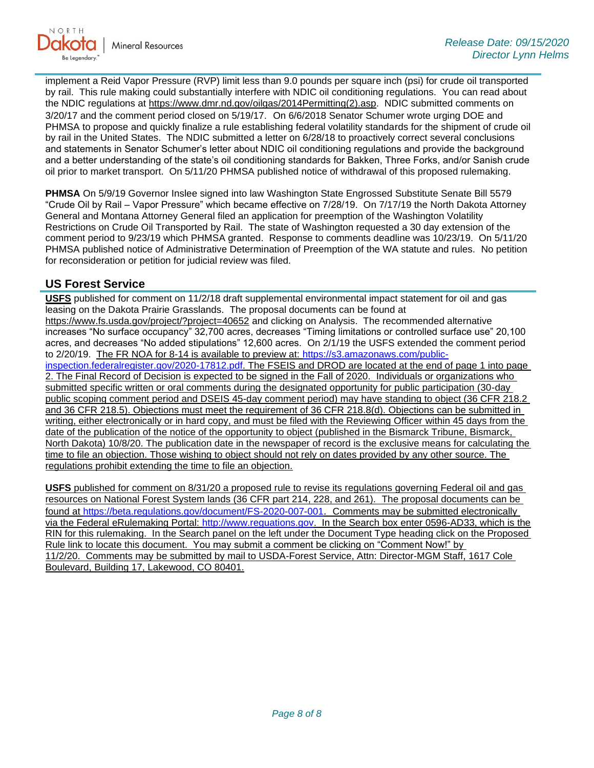implement a Reid Vapor Pressure (RVP) limit less than 9.0 pounds per square inch (psi) for crude oil transported by rail. This rule making could substantially interfere with NDIC oil conditioning regulations. You can read about the NDIC regulations at https://www.dmr.nd.gov/oilgas/2014Permitting(2).asp. NDIC submitted comments on 3/20/17 and the comment period closed on 5/19/17. On 6/6/2018 Senator Schumer wrote urging DOE and PHMSA to propose and quickly finalize a rule establishing federal volatility standards for the shipment of crude oil by rail in the United States. The NDIC submitted a letter on 6/28/18 to proactively correct several conclusions and statements in Senator Schumer's letter about NDIC oil conditioning regulations and provide the background and a better understanding of the state's oil conditioning standards for Bakken, Three Forks, and/or Sanish crude oil prior to market transport. On 5/11/20 PHMSA published notice of withdrawal of this proposed rulemaking.

**PHMSA** On 5/9/19 Governor Inslee signed into law Washington State Engrossed Substitute Senate Bill 5579 "Crude Oil by Rail – Vapor Pressure" which became effective on 7/28/19. On 7/17/19 the North Dakota Attorney General and Montana Attorney General filed an application for preemption of the Washington Volatility Restrictions on Crude Oil Transported by Rail. The state of Washington requested a 30 day extension of the comment period to 9/23/19 which PHMSA granted. Response to comments deadline was 10/23/19. On 5/11/20 PHMSA published notice of Administrative Determination of Preemption of the WA statute and rules. No petition for reconsideration or petition for judicial review was filed.

## US Forest Service

**USFS** published for comment on 11/2/18 draft supplemental environmental impact statement for oil and gas leasing on the Dakota Prairie Grasslands. The proposal documents can be found at https://www.fs.usda.gov/project/?project=40652 and clicking on Analysis. The recommended alternative increases "No surface occupancy" 32,700 acres, decreases "Timing limitations or controlled surface use" 20,100 acres, and decreases "No added stipulations" 12,600 acres. On 2/1/19 the USFS extended the comment period to 2/20/19. The FR NOA for 8-14 is available to preview at: https://s3.amazonaws.com/public-inspection.federalregister.gov/2020-17812.pdf. The FSEIS and DROD are located at the end of page 1 into page 2. The Final Record of Decision is expected to be signed in the Fall of 2020. Individuals or organizations who submitted specific written or oral comments during the designated opportunity for public participation (30-day public scoping comment period and DSEIS 45-day comment period) may have standing to object (36 CFR 218.2 and 36 CFR 218.5). Objections must meet the requirement of 36 CFR 218.8(d). Objections can be submitted in writing, either electronically or in hard copy, and must be filed with the Reviewing Officer within 45 days from the date of the publication of the notice of the opportunity to object (published in the Bismarck Tribune, Bismarck, North Dakota) 10/8/20. The publication date in the newspaper of record is the exclusive means for calculating the time to file an objection. Those wishing to object should not rely on dates provided by any other source. The regulations prohibit extending the time to file an objection.

**USFS** published for comment on 8/31/20 a proposed rule to revise its regulations governing Federal oil and gas resources on National Forest System lands (36 CFR part 214, 228, and 261). The proposal documents can be found at https://beta.regulations.gov/document/FS-2020-007-001. Comments may be submitted electronically via the Federal eRulemaking Portal: http://www.reguations.gov. In the Search box enter 0596-AD33, which is the RIN for this rulemaking. In the Search panel on the left under the Document Type heading click on the Proposed Rule link to locate this document. You may submit a comment be clicking on "Comment Now!" by 11/2/20. Comments may be submitted by mail to USDA-Forest Service, Attn: Director-MGM Staff, 1617 Cole Boulevard, Building 17, Lakewood, CO 80401.